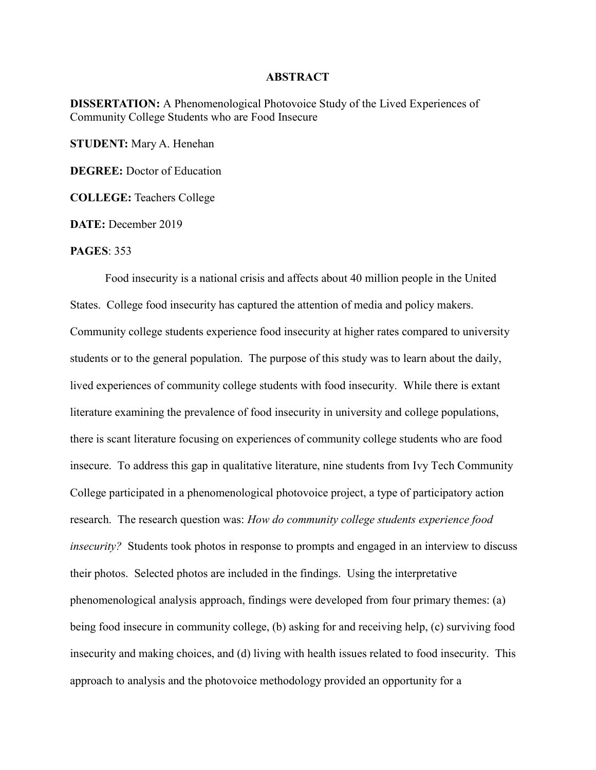# ABSTRACT

**DISSERTATION:** A Phenomenological Photovoice Study of the Lived Experiences of Community College Students who are Food Insecure

**STUDENT:** Mary A. Henehan

**DEGREE:** Doctor of Education

**COLLEGE:** Teachers College

**DATE:** December 2019

**PAGES**: 353

Food insecurity is a national crisis and affects about 40 million people in the United States. College food insecurity has captured the attention of media and policy makers. Community college students experience food insecurity at higher rates compared to university students or to the general population. The purpose of this study was to learn about the daily, lived experiences of community college students with food insecurity. While there is extant literature examining the prevalence of food insecurity in university and college populations, there is scant literature focusing on experiences of community college students who are food insecure. To address this gap in qualitative literature, nine students from Ivy Tech Community College participated in a phenomenological photovoice project, a type of participatory action research. The research question was: *How do community college students experience food insecurity?* Students took photos in response to prompts and engaged in an interview to discuss their photos. Selected photos are included in the findings. Using the interpretative phenomenological analysis approach, findings were developed from four primary themes: (a) being food insecure in community college, (b) asking for and receiving help, (c) surviving food insecurity and making choices, and (d) living with health issues related to food insecurity. This approach to analysis and the photovoice methodology provided an opportunity for a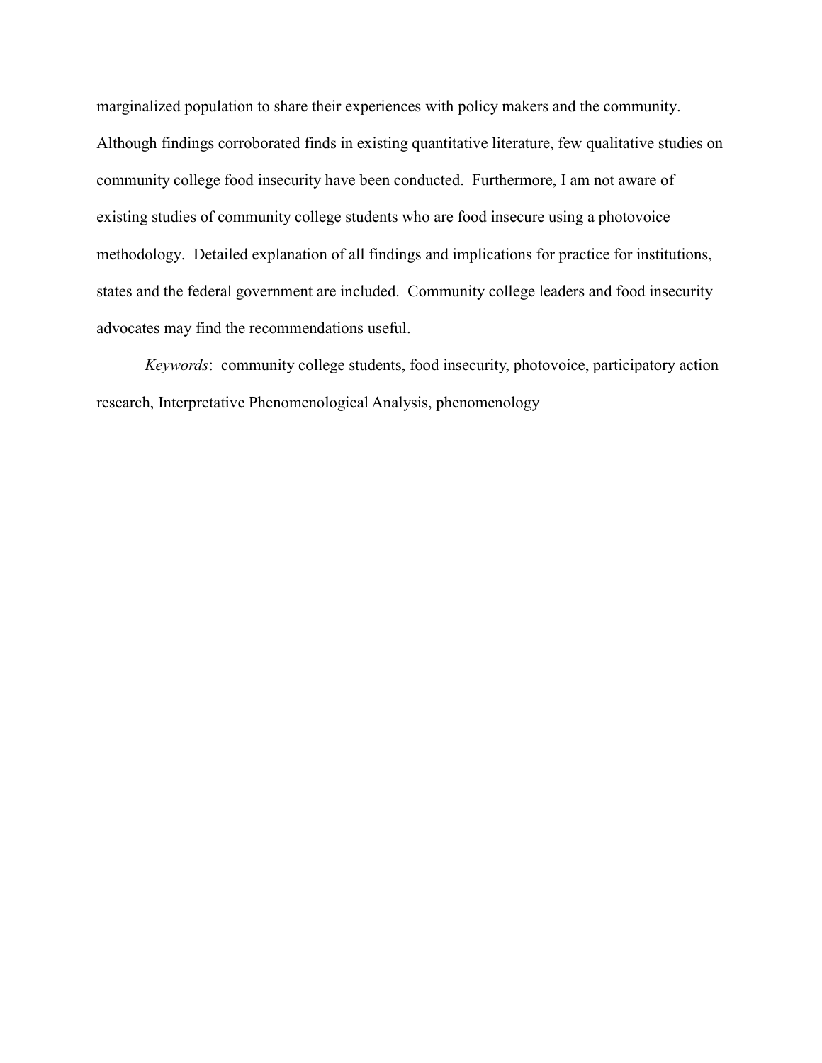marginalized population to share their experiences with policy makers and the community. Although findings corroborated finds in existing quantitative literature, few qualitative studies on community college food insecurity have been conducted. Furthermore, I am not aware of existing studies of community college students who are food insecure using a photovoice methodology. Detailed explanation of all findings and implications for practice for institutions, states and the federal government are included. Community college leaders and food insecurity advocates may find the recommendations useful.

*Keywords*: community college students, food insecurity, photovoice, participatory action research, Interpretative Phenomenological Analysis, phenomenology